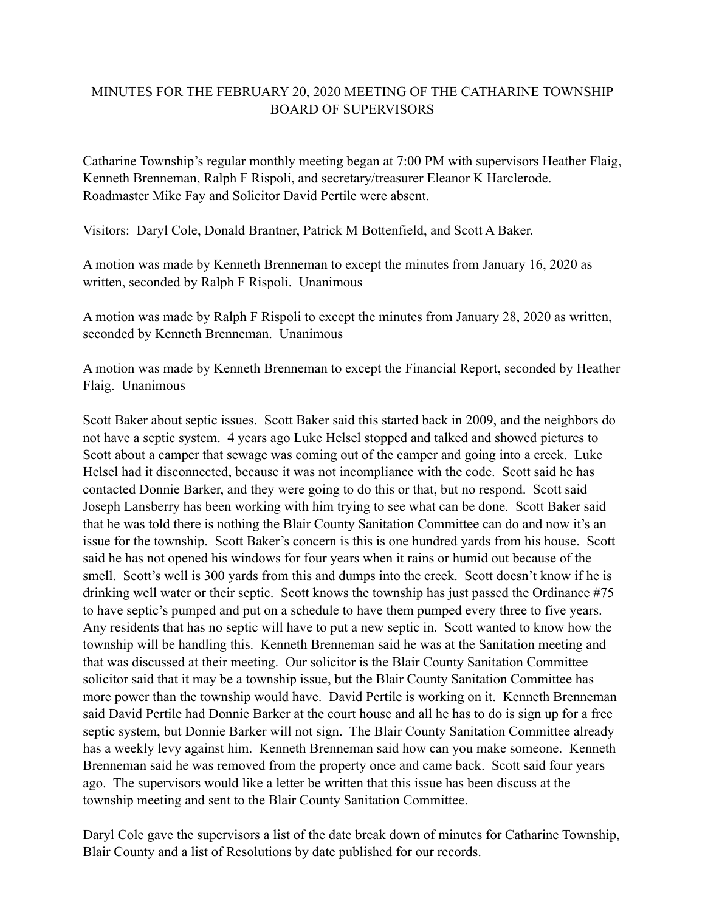# MINUTES FOR THE FEBRUARY 20, 2020 MEETING OF THE CATHARINE TOWNSHIP BOARD OF SUPERVISORS

Catharine Township's regular monthly meeting began at 7:00 PM with supervisors Heather Flaig, Kenneth Brenneman, Ralph F Rispoli, and secretary/treasurer Eleanor K Harclerode. Roadmaster Mike Fay and Solicitor David Pertile were absent.

Visitors: Daryl Cole, Donald Brantner, Patrick M Bottenfield, and Scott A Baker.

A motion was made by Kenneth Brenneman to except the minutes from January 16, 2020 as written, seconded by Ralph F Rispoli. Unanimous

A motion was made by Ralph F Rispoli to except the minutes from January 28, 2020 as written, seconded by Kenneth Brenneman. Unanimous

A motion was made by Kenneth Brenneman to except the Financial Report, seconded by Heather Flaig. Unanimous

Scott Baker about septic issues. Scott Baker said this started back in 2009, and the neighbors do not have a septic system. 4 years ago Luke Helsel stopped and talked and showed pictures to Scott about a camper that sewage was coming out of the camper and going into a creek. Luke Helsel had it disconnected, because it was not incompliance with the code. Scott said he has contacted Donnie Barker, and they were going to do this or that, but no respond. Scott said Joseph Lansberry has been working with him trying to see what can be done. Scott Baker said that he was told there is nothing the Blair County Sanitation Committee can do and now it's an issue for the township. Scott Baker's concern is this is one hundred yards from his house. Scott said he has not opened his windows for four years when it rains or humid out because of the smell. Scott's well is 300 yards from this and dumps into the creek. Scott doesn't know if he is drinking well water or their septic. Scott knows the township has just passed the Ordinance #75 to have septic's pumped and put on a schedule to have them pumped every three to five years. Any residents that has no septic will have to put a new septic in. Scott wanted to know how the township will be handling this. Kenneth Brenneman said he was at the Sanitation meeting and that was discussed at their meeting. Our solicitor is the Blair County Sanitation Committee solicitor said that it may be a township issue, but the Blair County Sanitation Committee has more power than the township would have. David Pertile is working on it. Kenneth Brenneman said David Pertile had Donnie Barker at the court house and all he has to do is sign up for a free septic system, but Donnie Barker will not sign. The Blair County Sanitation Committee already has a weekly levy against him. Kenneth Brenneman said how can you make someone. Kenneth Brenneman said he was removed from the property once and came back. Scott said four years ago. The supervisors would like a letter be written that this issue has been discuss at the township meeting and sent to the Blair County Sanitation Committee.

Daryl Cole gave the supervisors a list of the date break down of minutes for Catharine Township, Blair County and a list of Resolutions by date published for our records.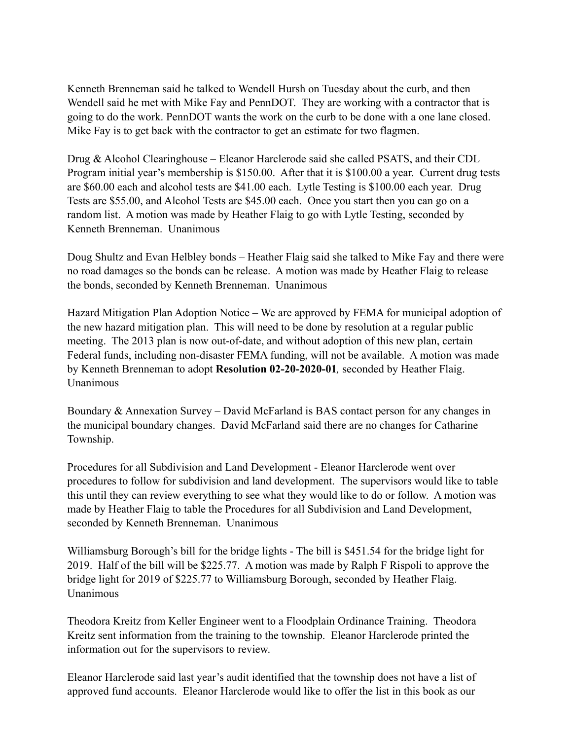Kenneth Brenneman said he talked to Wendell Hursh on Tuesday about the curb, and then Wendell said he met with Mike Fay and PennDOT. They are working with a contractor that is going to do the work. PennDOT wants the work on the curb to be done with a one lane closed. Mike Fay is to get back with the contractor to get an estimate for two flagmen.

Drug & Alcohol Clearinghouse – Eleanor Harclerode said she called PSATS, and their CDL Program initial year's membership is $150.00. After that it is $100.00 a year. Current drug tests are $60.00 each and alcohol tests are $41.00 each. Lytle Testing is $100.00 each year. Drug Tests are $55.00, and Alcohol Tests are $45.00 each. Once you start then you can go on a random list. A motion was made by Heather Flaig to go with Lytle Testing, seconded by Kenneth Brenneman. Unanimous

Doug Shultz and Evan Helbley bonds – Heather Flaig said she talked to Mike Fay and there were no road damages so the bonds can be release. A motion was made by Heather Flaig to release the bonds, seconded by Kenneth Brenneman. Unanimous

Hazard Mitigation Plan Adoption Notice – We are approved by FEMA for municipal adoption of the new hazard mitigation plan. This will need to be done by resolution at a regular public meeting. The 2013 plan is now out-of-date, and without adoption of this new plan, certain Federal funds, including non-disaster FEMA funding, will not be available. A motion was made by Kenneth Brenneman to adopt **Resolution 02-20-2020-01***,* seconded by Heather Flaig. Unanimous

Boundary & Annexation Survey – David McFarland is BAS contact person for any changes in the municipal boundary changes. David McFarland said there are no changes for Catharine Township.

Procedures for all Subdivision and Land Development - Eleanor Harclerode went over procedures to follow for subdivision and land development. The supervisors would like to table this until they can review everything to see what they would like to do or follow. A motion was made by Heather Flaig to table the Procedures for all Subdivision and Land Development, seconded by Kenneth Brenneman. Unanimous

Williamsburg Borough's bill for the bridge lights - The bill is $451.54 for the bridge light for 2019. Half of the bill will be $225.77. A motion was made by Ralph F Rispoli to approve the bridge light for 2019 of $225.77 to Williamsburg Borough, seconded by Heather Flaig. Unanimous

Theodora Kreitz from Keller Engineer went to a Floodplain Ordinance Training. Theodora Kreitz sent information from the training to the township. Eleanor Harclerode printed the information out for the supervisors to review.

Eleanor Harclerode said last year's audit identified that the township does not have a list of approved fund accounts. Eleanor Harclerode would like to offer the list in this book as our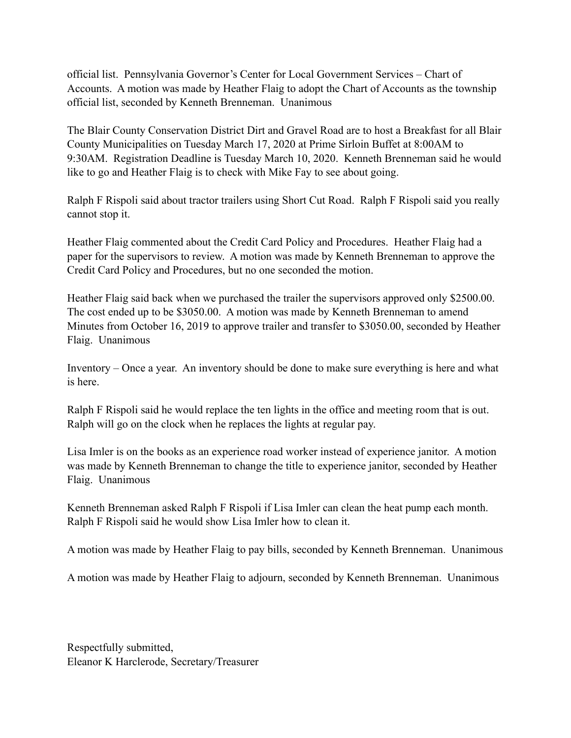official list. Pennsylvania Governor's Center for Local Government Services – Chart of Accounts. A motion was made by Heather Flaig to adopt the Chart of Accounts as the township official list, seconded by Kenneth Brenneman. Unanimous

The Blair County Conservation District Dirt and Gravel Road are to host a Breakfast for all Blair County Municipalities on Tuesday March 17, 2020 at Prime Sirloin Buffet at 8:00AM to 9:30AM. Registration Deadline is Tuesday March 10, 2020. Kenneth Brenneman said he would like to go and Heather Flaig is to check with Mike Fay to see about going.

Ralph F Rispoli said about tractor trailers using Short Cut Road. Ralph F Rispoli said you really cannot stop it.

Heather Flaig commented about the Credit Card Policy and Procedures. Heather Flaig had a paper for the supervisors to review. A motion was made by Kenneth Brenneman to approve the Credit Card Policy and Procedures, but no one seconded the motion.

Heather Flaig said back when we purchased the trailer the supervisors approved only $2500.00. The cost ended up to be $3050.00. A motion was made by Kenneth Brenneman to amend Minutes from October 16, 2019 to approve trailer and transfer to $3050.00, seconded by Heather Flaig. Unanimous

Inventory – Once a year. An inventory should be done to make sure everything is here and what is here.

Ralph F Rispoli said he would replace the ten lights in the office and meeting room that is out. Ralph will go on the clock when he replaces the lights at regular pay.

Lisa Imler is on the books as an experience road worker instead of experience janitor. A motion was made by Kenneth Brenneman to change the title to experience janitor, seconded by Heather Flaig. Unanimous

Kenneth Brenneman asked Ralph F Rispoli if Lisa Imler can clean the heat pump each month. Ralph F Rispoli said he would show Lisa Imler how to clean it.

A motion was made by Heather Flaig to pay bills, seconded by Kenneth Brenneman. Unanimous

A motion was made by Heather Flaig to adjourn, seconded by Kenneth Brenneman. Unanimous

Respectfully submitted,
Eleanor K Harclerode, Secretary/Treasurer